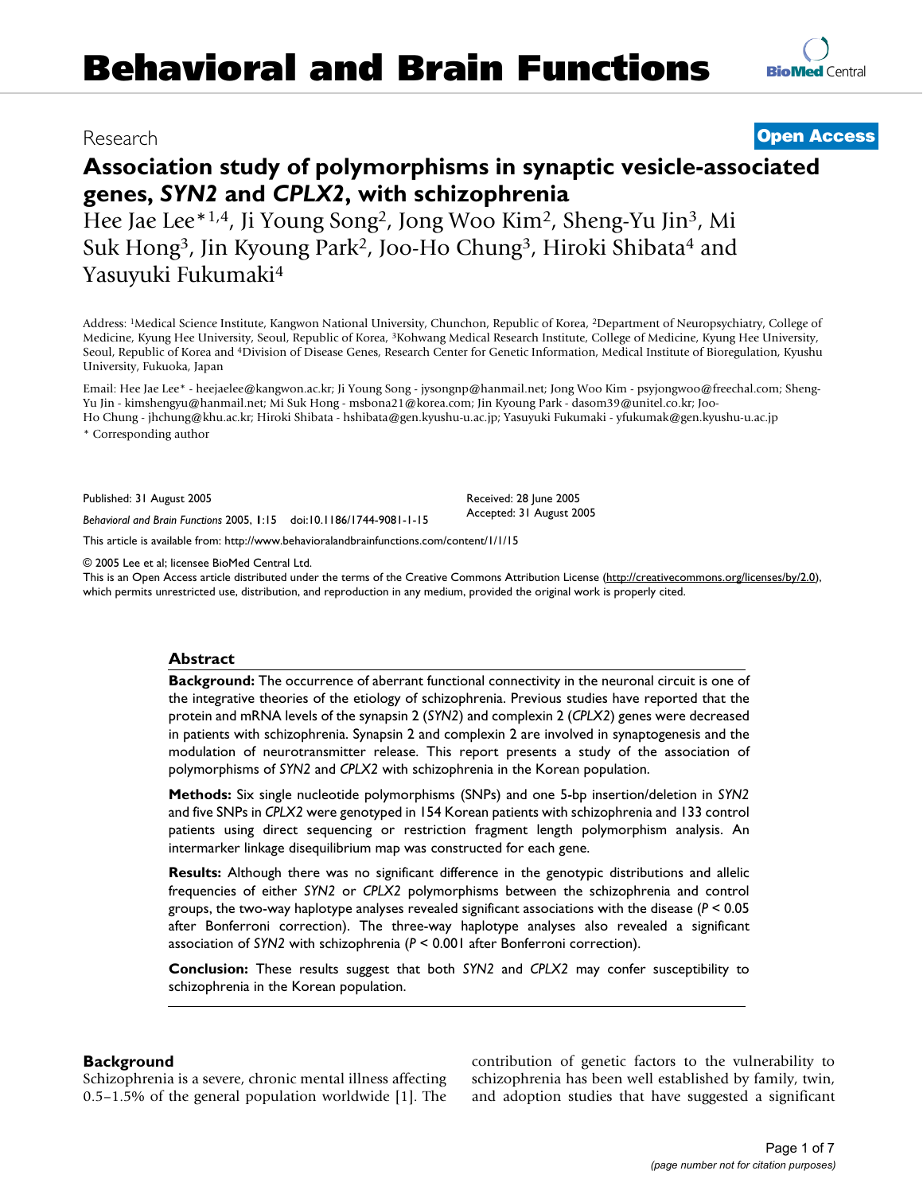# Behavioral and Brain Functions

Research **Open Access**

## Association study of polymorphisms in synaptic vesicle-associated genes, *SYN2* and *CPLX2*, with schizophrenia

Hee Jae Lee*[1,4], Ji Young Song[2], Jong Woo Kim[2], Sheng-Yu Jin[3], Mi Suk Hong[3], Jin Kyoung Park[2], Joo-Ho Chung[3], Hiroki Shibata[4] and Yasuyuki Fukumaki[4]

Address: [1]Medical Science Institute, Kangwon National University, Chunchon, Republic of Korea, [2]Department of Neuropsychiatry, College of Medicine, Kyung Hee University, Seoul, Republic of Korea, [3]Kohwang Medical Research Institute, College of Medicine, Kyung Hee University, Seoul, Republic of Korea and [4]Division of Disease Genes, Research Center for Genetic Information, Medical Institute of Bioregulation, Kyushu University, Fukuoka, Japan

Email: Hee Jae Lee* - heejaelee@kangwon.ac.kr; Ji Young Song - jysongnp@hanmail.net; Jong Woo Kim - psyjongwoo@freechal.com; Sheng-Yu Jin - kimshengyu@hanmail.net; Mi Suk Hong - msbona21@korea.com; Jin Kyoung Park - dasom39@unitel.co.kr; Joo-Ho Chung - jhchung@khu.ac.kr; Hiroki Shibata - hshibata@gen.kyushu-u.ac.jp; Yasuyuki Fukumaki - yfukumak@gen.kyushu-u.ac.jp

\* Corresponding author

Published: 31 August 2005

*Behavioral and Brain Functions* 2005, **1**:15 doi:10.1186/1744-9081-1-15

Received: 28 June 2005
Accepted: 31 August 2005

This article is available from: http://www.behavioralandbrainfunctions.com/content/1/1/15

© 2005 Lee et al; licensee BioMed Central Ltd.
This is an Open Access article distributed under the terms of the Creative Commons Attribution License (http://creativecommons.org/licenses/by/2.0), which permits unrestricted use, distribution, and reproduction in any medium, provided the original work is properly cited.

### Abstract

**Background:** The occurrence of aberrant functional connectivity in the neuronal circuit is one of the integrative theories of the etiology of schizophrenia. Previous studies have reported that the protein and mRNA levels of the synapsin 2 (*SYN2*) and complexin 2 (*CPLX2*) genes were decreased in patients with schizophrenia. Synapsin 2 and complexin 2 are involved in synaptogenesis and the modulation of neurotransmitter release. This report presents a study of the association of polymorphisms of *SYN2* and *CPLX2* with schizophrenia in the Korean population.

**Methods:** Six single nucleotide polymorphisms (SNPs) and one 5-bp insertion/deletion in *SYN2* and five SNPs in *CPLX2* were genotyped in 154 Korean patients with schizophrenia and 133 control patients using direct sequencing or restriction fragment length polymorphism analysis. An intermarker linkage disequilibrium map was constructed for each gene.

**Results:** Although there was no significant difference in the genotypic distributions and allelic frequencies of either *SYN2* or *CPLX2* polymorphisms between the schizophrenia and control groups, the two-way haplotype analyses revealed significant associations with the disease ($P < 0.05$ after Bonferroni correction). The three-way haplotype analyses also revealed a significant association of *SYN2* with schizophrenia ($P < 0.001$ after Bonferroni correction).

**Conclusion:** These results suggest that both *SYN2* and *CPLX2* may confer susceptibility to schizophrenia in the Korean population.

### Background

Schizophrenia is a severe, chronic mental illness affecting 0.5–1.5% of the general population worldwide [1]. The contribution of genetic factors to the vulnerability to schizophrenia has been well established by family, twin, and adoption studies that have suggested a significant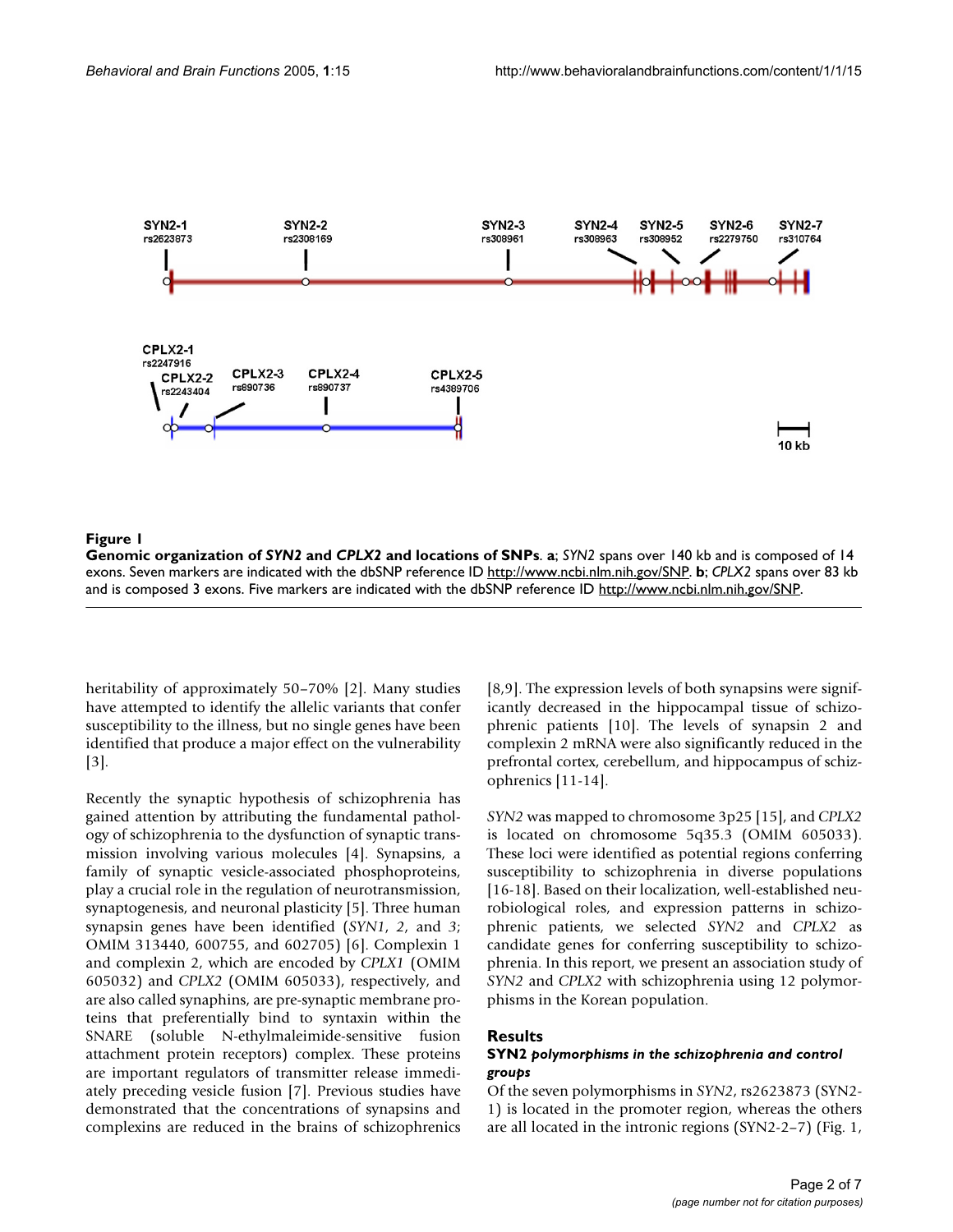**Figure 1**

**Genomic organization of *SYN2* and *CPLX2* and locations of SNPs**. **a**; *SYN2* spans over 140 kb and is composed of 14 exons. Seven markers are indicated with the dbSNP reference ID http://www.ncbi.nlm.nih.gov/SNP. **b**; *CPLX2* spans over 83 kb and is composed 3 exons. Five markers are indicated with the dbSNP reference ID http://www.ncbi.nlm.nih.gov/SNP.

heritability of approximately 50–70% [2]. Many studies have attempted to identify the allelic variants that confer susceptibility to the illness, but no single genes have been identified that produce a major effect on the vulnerability [3].

Recently the synaptic hypothesis of schizophrenia has gained attention by attributing the fundamental pathology of schizophrenia to the dysfunction of synaptic transmission involving various molecules [4]. Synapsins, a family of synaptic vesicle-associated phosphoproteins, play a crucial role in the regulation of neurotransmission, synaptogenesis, and neuronal plasticity [5]. Three human synapsin genes have been identified (*SYN1*, *2*, and *3*; OMIM 313440, 600755, and 602705) [6]. Complexin 1 and complexin 2, which are encoded by *CPLX1* (OMIM 605032) and *CPLX2* (OMIM 605033), respectively, and are also called synaphins, are pre-synaptic membrane proteins that preferentially bind to syntaxin within the SNARE (soluble N-ethylmaleimide-sensitive fusion attachment protein receptors) complex. These proteins are important regulators of transmitter release immediately preceding vesicle fusion [7]. Previous studies have demonstrated that the concentrations of synapsins and complexins are reduced in the brains of schizophrenics [8,9]. The expression levels of both synapsins were significantly decreased in the hippocampal tissue of schizophrenic patients [10]. The levels of synapsin 2 and complexin 2 mRNA were also significantly reduced in the prefrontal cortex, cerebellum, and hippocampus of schizophrenics [11-14].

*SYN2* was mapped to chromosome 3p25 [15], and *CPLX2* is located on chromosome 5q35.3 (OMIM 605033). These loci were identified as potential regions conferring susceptibility to schizophrenia in diverse populations [16-18]. Based on their localization, well-established neurobiological roles, and expression patterns in schizophrenic patients, we selected *SYN2* and *CPLX2* as candidate genes for conferring susceptibility to schizophrenia. In this report, we present an association study of *SYN2* and *CPLX2* with schizophrenia using 12 polymorphisms in the Korean population.

## Results

### SYN2 *polymorphisms in the schizophrenia and control groups*

Of the seven polymorphisms in *SYN2*, rs2623873 (SYN2-1) is located in the promoter region, whereas the others are all located in the intronic regions (SYN2-2–7) (Fig. 1,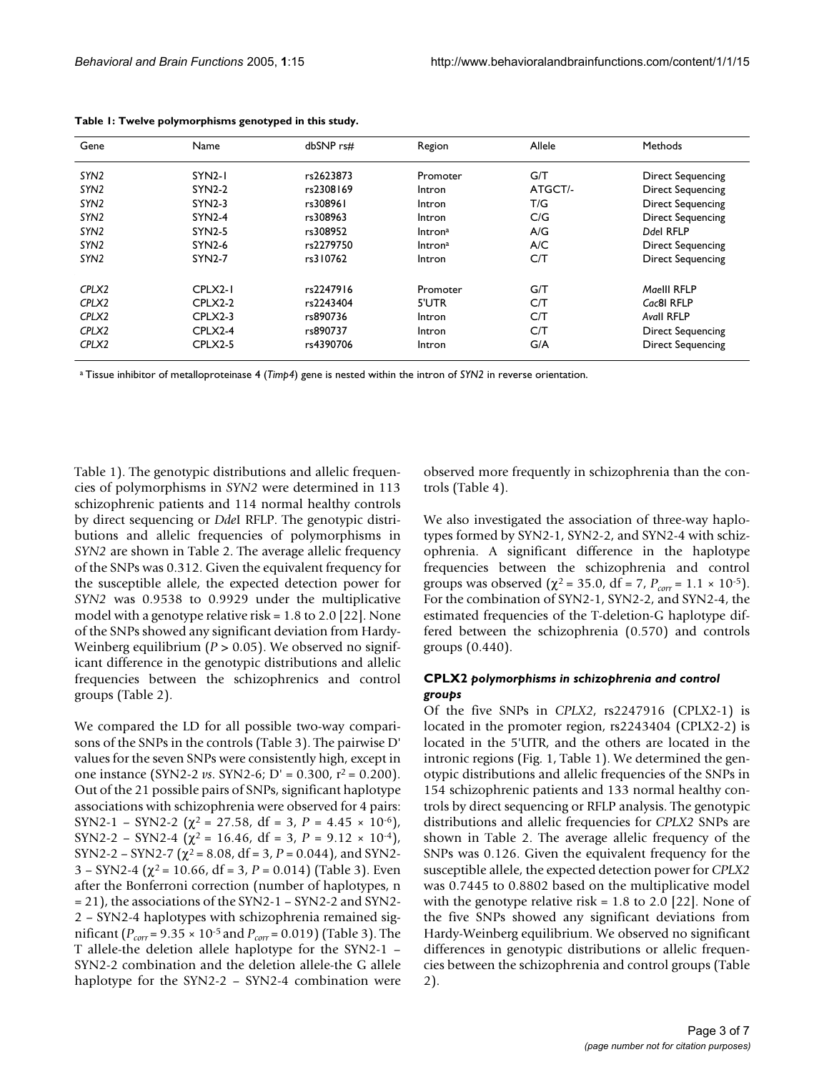**Table 1: Twelve polymorphisms genotyped in this study.**

| Gene | Name | dbSNP rs# | Region | Allele | Methods |
|---|---|---|---|---|---|
| *SYN2* | SYN2-1 | rs2623873 | Promoter | G/T | Direct Sequencing |
| *SYN2* | SYN2-2 | rs2308169 | Intron | ATGCT/- | Direct Sequencing |
| *SYN2* | SYN2-3 | rs308961 | Intron | T/G | Direct Sequencing |
| *SYN2* | SYN2-4 | rs308963 | Intron | C/G | Direct Sequencing |
| *SYN2* | SYN2-5 | rs308952 | Intron[a] | A/G | *Dde*I RFLP |
| *SYN2* | SYN2-6 | rs2279750 | Intron[a] | A/C | Direct Sequencing |
| *SYN2* | SYN2-7 | rs310762 | Intron | C/T | Direct Sequencing |
| *CPLX2* | CPLX2-1 | rs2247916 | Promoter | G/T | *Mae*III RFLP |
| *CPLX2* | CPLX2-2 | rs2243404 | 5'UTR | C/T | *Cac*8I RFLP |
| *CPLX2* | CPLX2-3 | rs890736 | Intron | C/T | *Ava*II RFLP |
| *CPLX2* | CPLX2-4 | rs890737 | Intron | C/T | Direct Sequencing |
| *CPLX2* | CPLX2-5 | rs4390706 | Intron | G/A | Direct Sequencing |

[a] Tissue inhibitor of metalloproteinase 4 (*Timp4*) gene is nested within the intron of *SYN2* in reverse orientation.

Table 1). The genotypic distributions and allelic frequencies of polymorphisms in *SYN2* were determined in 113 schizophrenic patients and 114 normal healthy controls by direct sequencing or *Dde*I RFLP. The genotypic distributions and allelic frequencies of polymorphisms in *SYN2* are shown in Table 2. The average allelic frequency of the SNPs was 0.312. Given the equivalent frequency for the susceptible allele, the expected detection power for *SYN2* was 0.9538 to 0.9929 under the multiplicative model with a genotype relative risk = 1.8 to 2.0 [22]. None of the SNPs showed any significant deviation from Hardy-Weinberg equilibrium ($P > 0.05$). We observed no significant difference in the genotypic distributions and allelic frequencies between the schizophrenics and control groups (Table 2).

We compared the LD for all possible two-way comparisons of the SNPs in the controls (Table 3). The pairwise D' values for the seven SNPs were consistently high, except in one instance (SYN2-2 *vs*. SYN2-6; D' = 0.300, $r^2 = 0.200$). Out of the 21 possible pairs of SNPs, significant haplotype associations with schizophrenia were observed for 4 pairs: SYN2-1 – SYN2-2 ($\chi^2 = 27.58$, df = 3, $P = 4.45 \times 10^{-6}$), SYN2-2 – SYN2-4 ($\chi^2 = 16.46$, df = 3, $P = 9.12 \times 10^{-4}$), SYN2-2 – SYN2-7 ($\chi^2 = 8.08$, df = 3, $P = 0.044$), and SYN2-3 – SYN2-4 ($\chi^2 = 10.66$, df = 3, $P = 0.014$) (Table 3). Even after the Bonferroni correction (number of haplotypes, n = 21), the associations of the SYN2-1 – SYN2-2 and SYN2-2 – SYN2-4 haplotypes with schizophrenia remained significant ($P_{corr} = 9.35 \times 10^{-5}$ and $P_{corr} = 0.019$) (Table 3). The T allele-the deletion allele haplotype for the SYN2-1 – SYN2-2 combination and the deletion allele-the G allele haplotype for the SYN2-2 – SYN2-4 combination were observed more frequently in schizophrenia than the controls (Table 4).

We also investigated the association of three-way haplotypes formed by SYN2-1, SYN2-2, and SYN2-4 with schizophrenia. A significant difference in the haplotype frequencies between the schizophrenia and control groups was observed ($\chi^2 = 35.0$, df = 7, $P_{corr} = 1.1 \times 10^{-5}$). For the combination of SYN2-1, SYN2-2, and SYN2-4, the estimated frequencies of the T-deletion-G haplotype differed between the schizophrenia (0.570) and controls groups (0.440).

### *CPLX2* polymorphisms in schizophrenia and control groups

Of the five SNPs in *CPLX2*, rs2247916 (CPLX2-1) is located in the promoter region, rs2243404 (CPLX2-2) is located in the 5'UTR, and the others are located in the intronic regions (Fig. 1, Table 1). We determined the genotypic distributions and allelic frequencies of the SNPs in 154 schizophrenic patients and 133 normal healthy controls by direct sequencing or RFLP analysis. The genotypic distributions and allelic frequencies for *CPLX2* SNPs are shown in Table 2. The average allelic frequency of the SNPs was 0.126. Given the equivalent frequency for the susceptible allele, the expected detection power for *CPLX2* was 0.7445 to 0.8802 based on the multiplicative model with the genotype relative risk = 1.8 to 2.0 [22]. None of the five SNPs showed any significant deviations from Hardy-Weinberg equilibrium. We observed no significant differences in genotypic distributions or allelic frequencies between the schizophrenia and control groups (Table 2).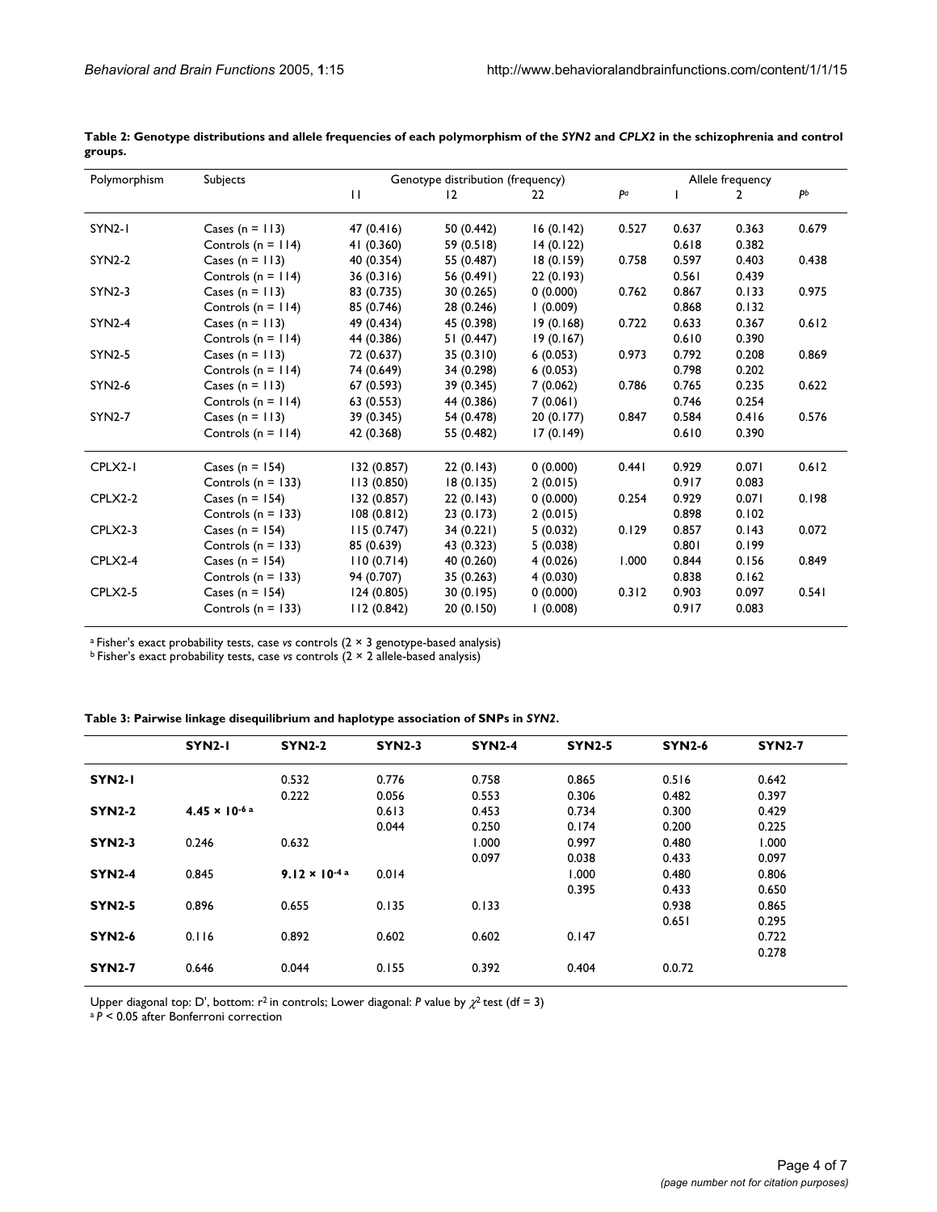**Table 2: Genotype distributions and allele frequencies of each polymorphism of the *SYN2* and *CPLX2* in the schizophrenia and control groups.**

| Polymorphism | Subjects | Genotype distribution (frequency) | | | | Allele frequency | | |
|---|---|---|---|---|---|---|---|---|
| | | 11 | 12 | 22 | $P^a$ | 1 | 2 | $P^b$ |
| SYN2-1 | Cases (n = 113) | 47 (0.416) | 50 (0.442) | 16 (0.142) | 0.527 | 0.637 | 0.363 | 0.679 |
| | Controls (n = 114) | 41 (0.360) | 59 (0.518) | 14 (0.122) | | 0.618 | 0.382 | |
| SYN2-2 | Cases (n = 113) | 40 (0.354) | 55 (0.487) | 18 (0.159) | 0.758 | 0.597 | 0.403 | 0.438 |
| | Controls (n = 114) | 36 (0.316) | 56 (0.491) | 22 (0.193) | | 0.561 | 0.439 | |
| SYN2-3 | Cases (n = 113) | 83 (0.735) | 30 (0.265) | 0 (0.000) | 0.762 | 0.867 | 0.133 | 0.975 |
| | Controls (n = 114) | 85 (0.746) | 28 (0.246) | 1 (0.009) | | 0.868 | 0.132 | |
| SYN2-4 | Cases (n = 113) | 49 (0.434) | 45 (0.398) | 19 (0.168) | 0.722 | 0.633 | 0.367 | 0.612 |
| | Controls (n = 114) | 44 (0.386) | 51 (0.447) | 19 (0.167) | | 0.610 | 0.390 | |
| SYN2-5 | Cases (n = 113) | 72 (0.637) | 35 (0.310) | 6 (0.053) | 0.973 | 0.792 | 0.208 | 0.869 |
| | Controls (n = 114) | 74 (0.649) | 34 (0.298) | 6 (0.053) | | 0.798 | 0.202 | |
| SYN2-6 | Cases (n = 113) | 67 (0.593) | 39 (0.345) | 7 (0.062) | 0.786 | 0.765 | 0.235 | 0.622 |
| | Controls (n = 114) | 63 (0.553) | 44 (0.386) | 7 (0.061) | | 0.746 | 0.254 | |
| SYN2-7 | Cases (n = 113) | 39 (0.345) | 54 (0.478) | 20 (0.177) | 0.847 | 0.584 | 0.416 | 0.576 |
| | Controls (n = 114) | 42 (0.368) | 55 (0.482) | 17 (0.149) | | 0.610 | 0.390 | |
| CPLX2-1 | Cases (n = 154) | 132 (0.857) | 22 (0.143) | 0 (0.000) | 0.441 | 0.929 | 0.071 | 0.612 |
| | Controls (n = 133) | 113 (0.850) | 18 (0.135) | 2 (0.015) | | 0.917 | 0.083 | |
| CPLX2-2 | Cases (n = 154) | 132 (0.857) | 22 (0.143) | 0 (0.000) | 0.254 | 0.929 | 0.071 | 0.198 |
| | Controls (n = 133) | 108 (0.812) | 23 (0.173) | 2 (0.015) | | 0.898 | 0.102 | |
| CPLX2-3 | Cases (n = 154) | 115 (0.747) | 34 (0.221) | 5 (0.032) | 0.129 | 0.857 | 0.143 | 0.072 |
| | Controls (n = 133) | 85 (0.639) | 43 (0.323) | 5 (0.038) | | 0.801 | 0.199 | |
| CPLX2-4 | Cases (n = 154) | 110 (0.714) | 40 (0.260) | 4 (0.026) | 1.000 | 0.844 | 0.156 | 0.849 |
| | Controls (n = 133) | 94 (0.707) | 35 (0.263) | 4 (0.030) | | 0.838 | 0.162 | |
| CPLX2-5 | Cases (n = 154) | 124 (0.805) | 30 (0.195) | 0 (0.000) | 0.312 | 0.903 | 0.097 | 0.541 |
| | Controls (n = 133) | 112 (0.842) | 20 (0.150) | 1 (0.008) | | 0.917 | 0.083 | |

[a] Fisher's exact probability tests, case *vs* controls (2 × 3 genotype-based analysis)
[b] Fisher's exact probability tests, case *vs* controls (2 × 2 allele-based analysis)

**Table 3: Pairwise linkage disequilibrium and haplotype association of SNPs in *SYN2*.**

| | SYN2-1 | SYN2-2 | SYN2-3 | SYN2-4 | SYN2-5 | SYN2-6 | SYN2-7 |
|---|---|---|---|---|---|---|---|
| **SYN2-1** | | 0.532<br>0.222 | 0.776<br>0.056 | 0.758<br>0.553 | 0.865<br>0.306 | 0.516<br>0.482 | 0.642<br>0.397 |
| **SYN2-2** | **$4.45 \times 10^{-6}$ [a]** | | 0.613<br>0.044 | 0.453<br>0.250 | 0.734<br>0.174 | 0.300<br>0.200 | 0.429<br>0.225 |
| **SYN2-3** | 0.246 | 0.632 | | 1.000<br>0.097 | 0.997<br>0.038 | 0.480<br>0.433 | 1.000<br>0.097 |
| **SYN2-4** | 0.845 | **$9.12 \times 10^{-4}$ [a]** | 0.014 | | 1.000<br>0.395 | 0.480<br>0.433 | 0.806<br>0.650 |
| **SYN2-5** | 0.896 | 0.655 | 0.135 | 0.133 | | 0.938<br>0.651 | 0.865<br>0.295 |
| **SYN2-6** | 0.116 | 0.892 | 0.602 | 0.602 | 0.147 | | 0.722<br>0.278 |
| **SYN2-7** | 0.646 | 0.044 | 0.155 | 0.392 | 0.404 | 0.0.72 | |

Upper diagonal top: D', bottom: $r^2$ in controls; Lower diagonal: *P* value by $\chi^2$ test (df = 3)
[a] $P < 0.05$ after Bonferroni correction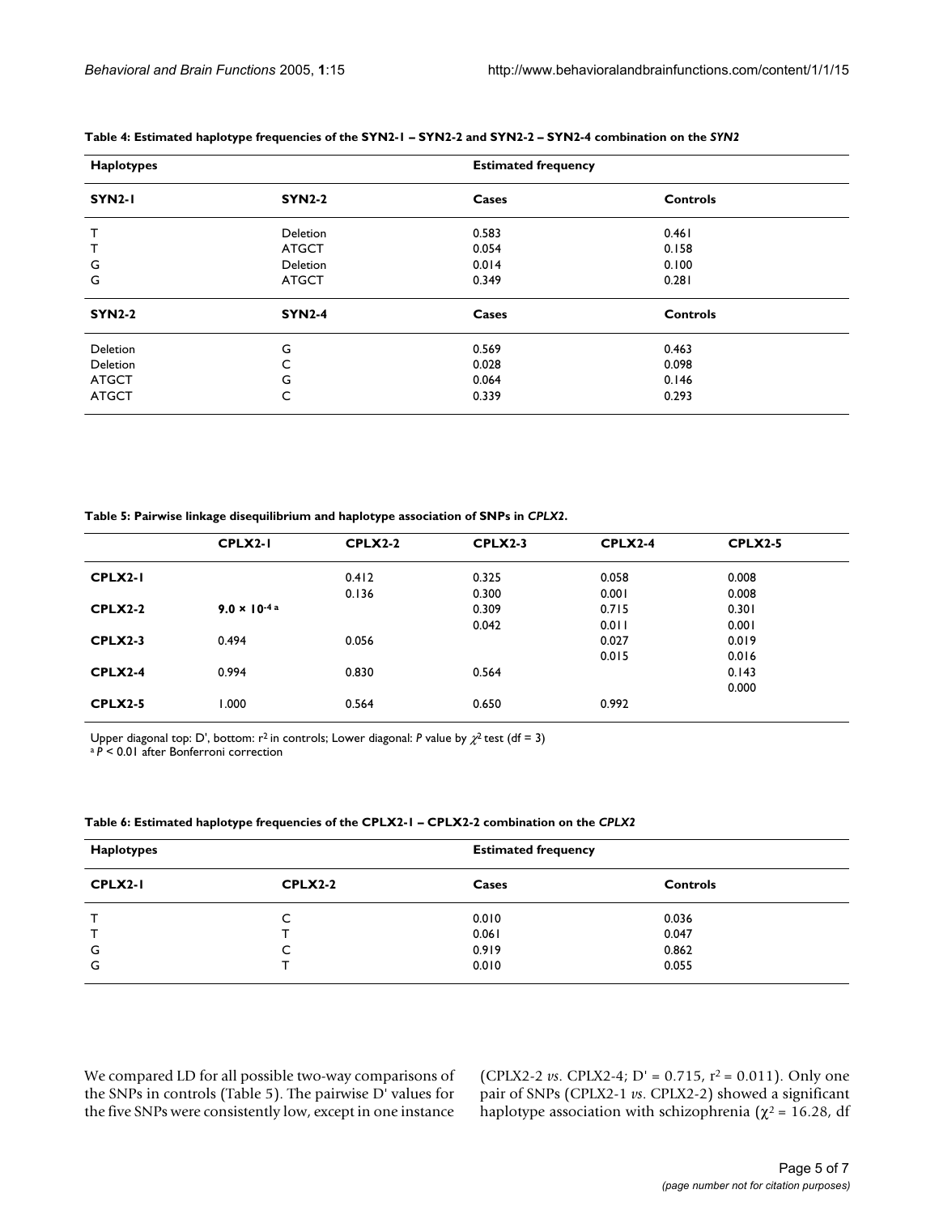**Table 4: Estimated haplotype frequencies of the SYN2-1 – SYN2-2 and SYN2-2 – SYN2-4 combination on the *SYN2***

| Haplotypes | | Estimated frequency | |
|---|---|---|---|
| **SYN2-1** | **SYN2-2** | **Cases** | **Controls** |
| T | Deletion | 0.583 | 0.461 |
| T | ATGCT | 0.054 | 0.158 |
| G | Deletion | 0.014 | 0.100 |
| G | ATGCT | 0.349 | 0.281 |
| **SYN2-2** | **SYN2-4** | **Cases** | **Controls** |
| Deletion | G | 0.569 | 0.463 |
| Deletion | C | 0.028 | 0.098 |
| ATGCT | G | 0.064 | 0.146 |
| ATGCT | C | 0.339 | 0.293 |

**Table 5: Pairwise linkage disequilibrium and haplotype association of SNPs in *CPLX2*.**

| | CPLX2-1 | CPLX2-2 | CPLX2-3 | CPLX2-4 | CPLX2-5 |
|---|---|---|---|---|---|
| **CPLX2-1** | | 0.412 | 0.325 | 0.058 | 0.008 |
| | | 0.136 | 0.300 | 0.001 | 0.008 |
| **CPLX2-2** | **$9.0 \times 10^{-4}$ [a]** | | 0.309 | 0.715 | 0.301 |
| | | | 0.042 | 0.011 | 0.001 |
| **CPLX2-3** | 0.494 | 0.056 | | 0.027 | 0.019 |
| | | | | 0.015 | 0.016 |
| **CPLX2-4** | 0.994 | 0.830 | 0.564 | | 0.143 |
| | | | | | 0.000 |
| **CPLX2-5** | 1.000 | 0.564 | 0.650 | 0.992 | |

Upper diagonal top: D', bottom: $r^2$ in controls; Lower diagonal: *P* value by $\chi^2$ test (df = 3)
[a] $P < 0.01$ after Bonferroni correction

**Table 6: Estimated haplotype frequencies of the CPLX2-1 – CPLX2-2 combination on the *CPLX2***

| Haplotypes | | Estimated frequency | |
|---|---|---|---|
| **CPLX2-1** | **CPLX2-2** | **Cases** | **Controls** |
| T | C | 0.010 | 0.036 |
| T | T | 0.061 | 0.047 |
| G | C | 0.919 | 0.862 |
| G | T | 0.010 | 0.055 |

We compared LD for all possible two-way comparisons of the SNPs in controls (Table 5). The pairwise D' values for the five SNPs were consistently low, except in one instance (CPLX2-2 *vs.* CPLX2-4; D' = 0.715, $r^2$ = 0.011). Only one pair of SNPs (CPLX2-1 *vs.* CPLX2-2) showed a significant haplotype association with schizophrenia ($\chi^2$ = 16.28, df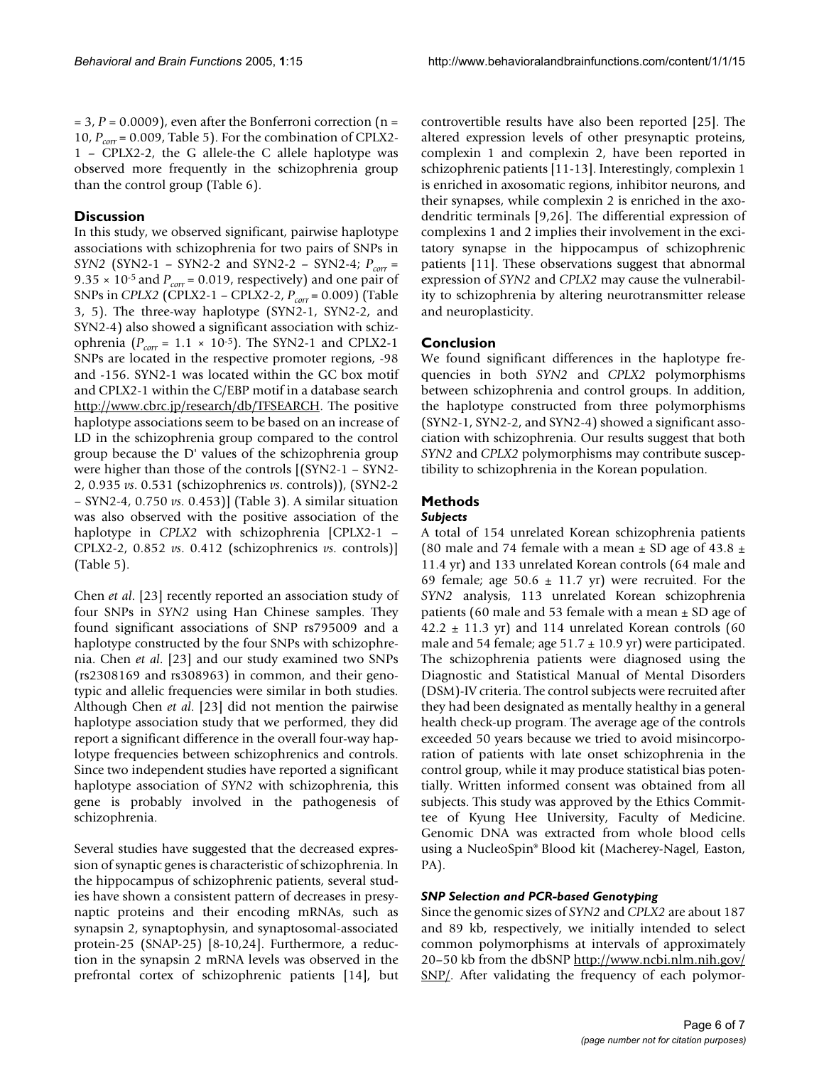= 3, $P = 0.0009$), even after the Bonferroni correction (n = 10, $P_{corr} = 0.009$, Table 5). For the combination of CPLX2-1 – CPLX2-2, the G allele-the C allele haplotype was observed more frequently in the schizophrenia group than the control group (Table 6).

## Discussion

In this study, we observed significant, pairwise haplotype associations with schizophrenia for two pairs of SNPs in *SYN2* (SYN2-1 – SYN2-2 and SYN2-2 – SYN2-4; $P_{corr} = 9.35 \times 10^{-5}$ and $P_{corr} = 0.019$, respectively) and one pair of SNPs in *CPLX2* (CPLX2-1 – CPLX2-2, $P_{corr} = 0.009$) (Table 3, 5). The three-way haplotype (SYN2-1, SYN2-2, and SYN2-4) also showed a significant association with schizophrenia ($P_{corr} = 1.1 \times 10^{-5}$). The SYN2-1 and CPLX2-1 SNPs are located in the respective promoter regions, -98 and -156. SYN2-1 was located within the GC box motif and CPLX2-1 within the C/EBP motif in a database search http://www.cbrc.jp/research/db/TFSEARCH. The positive haplotype associations seem to be based on an increase of LD in the schizophrenia group compared to the control group because the D' values of the schizophrenia group were higher than those of the controls [(SYN2-1 – SYN2-2, 0.935 *vs*. 0.531 (schizophrenics *vs*. controls)), (SYN2-2 – SYN2-4, 0.750 *vs*. 0.453)] (Table 3). A similar situation was also observed with the positive association of the haplotype in *CPLX2* with schizophrenia [CPLX2-1 – CPLX2-2, 0.852 *vs*. 0.412 (schizophrenics *vs*. controls)] (Table 5).

Chen *et al*. [23] recently reported an association study of four SNPs in *SYN2* using Han Chinese samples. They found significant associations of SNP rs795009 and a haplotype constructed by the four SNPs with schizophrenia. Chen *et al*. [23] and our study examined two SNPs (rs2308169 and rs308963) in common, and their genotypic and allelic frequencies were similar in both studies. Although Chen *et al*. [23] did not mention the pairwise haplotype association study that we performed, they did report a significant difference in the overall four-way haplotype frequencies between schizophrenics and controls. Since two independent studies have reported a significant haplotype association of *SYN2* with schizophrenia, this gene is probably involved in the pathogenesis of schizophrenia.

Several studies have suggested that the decreased expression of synaptic genes is characteristic of schizophrenia. In the hippocampus of schizophrenic patients, several studies have shown a consistent pattern of decreases in presynaptic proteins and their encoding mRNAs, such as synapsin 2, synaptophysin, and synaptosomal-associated protein-25 (SNAP-25) [8-10,24]. Furthermore, a reduction in the synapsin 2 mRNA levels was observed in the prefrontal cortex of schizophrenic patients [14], but controvertible results have also been reported [25]. The altered expression levels of other presynaptic proteins, complexin 1 and complexin 2, have been reported in schizophrenic patients [11-13]. Interestingly, complexin 1 is enriched in axosomatic regions, inhibitor neurons, and their synapses, while complexin 2 is enriched in the axodendritic terminals [9,26]. The differential expression of complexins 1 and 2 implies their involvement in the excitatory synapse in the hippocampus of schizophrenic patients [11]. These observations suggest that abnormal expression of *SYN2* and *CPLX2* may cause the vulnerability to schizophrenia by altering neurotransmitter release and neuroplasticity.

## Conclusion

We found significant differences in the haplotype frequencies in both *SYN2* and *CPLX2* polymorphisms between schizophrenia and control groups. In addition, the haplotype constructed from three polymorphisms (SYN2-1, SYN2-2, and SYN2-4) showed a significant association with schizophrenia. Our results suggest that both *SYN2* and *CPLX2* polymorphisms may contribute susceptibility to schizophrenia in the Korean population.

## Methods

### Subjects

A total of 154 unrelated Korean schizophrenia patients (80 male and 74 female with a mean ± SD age of 43.8 ± 11.4 yr) and 133 unrelated Korean controls (64 male and 69 female; age 50.6 ± 11.7 yr) were recruited. For the *SYN2* analysis, 113 unrelated Korean schizophrenia patients (60 male and 53 female with a mean ± SD age of 42.2 ± 11.3 yr) and 114 unrelated Korean controls (60 male and 54 female; age 51.7 ± 10.9 yr) were participated. The schizophrenia patients were diagnosed using the Diagnostic and Statistical Manual of Mental Disorders (DSM)-IV criteria. The control subjects were recruited after they had been designated as mentally healthy in a general health check-up program. The average age of the controls exceeded 50 years because we tried to avoid misincorporation of patients with late onset schizophrenia in the control group, while it may produce statistical bias potentially. Written informed consent was obtained from all subjects. This study was approved by the Ethics Committee of Kyung Hee University, Faculty of Medicine. Genomic DNA was extracted from whole blood cells using a NucleoSpin® Blood kit (Macherey-Nagel, Easton, PA).

### SNP Selection and PCR-based Genotyping

Since the genomic sizes of *SYN2* and *CPLX2* are about 187 and 89 kb, respectively, we initially intended to select common polymorphisms at intervals of approximately 20–50 kb from the dbSNP http://www.ncbi.nlm.nih.gov/SNP/. After validating the frequency of each polymor-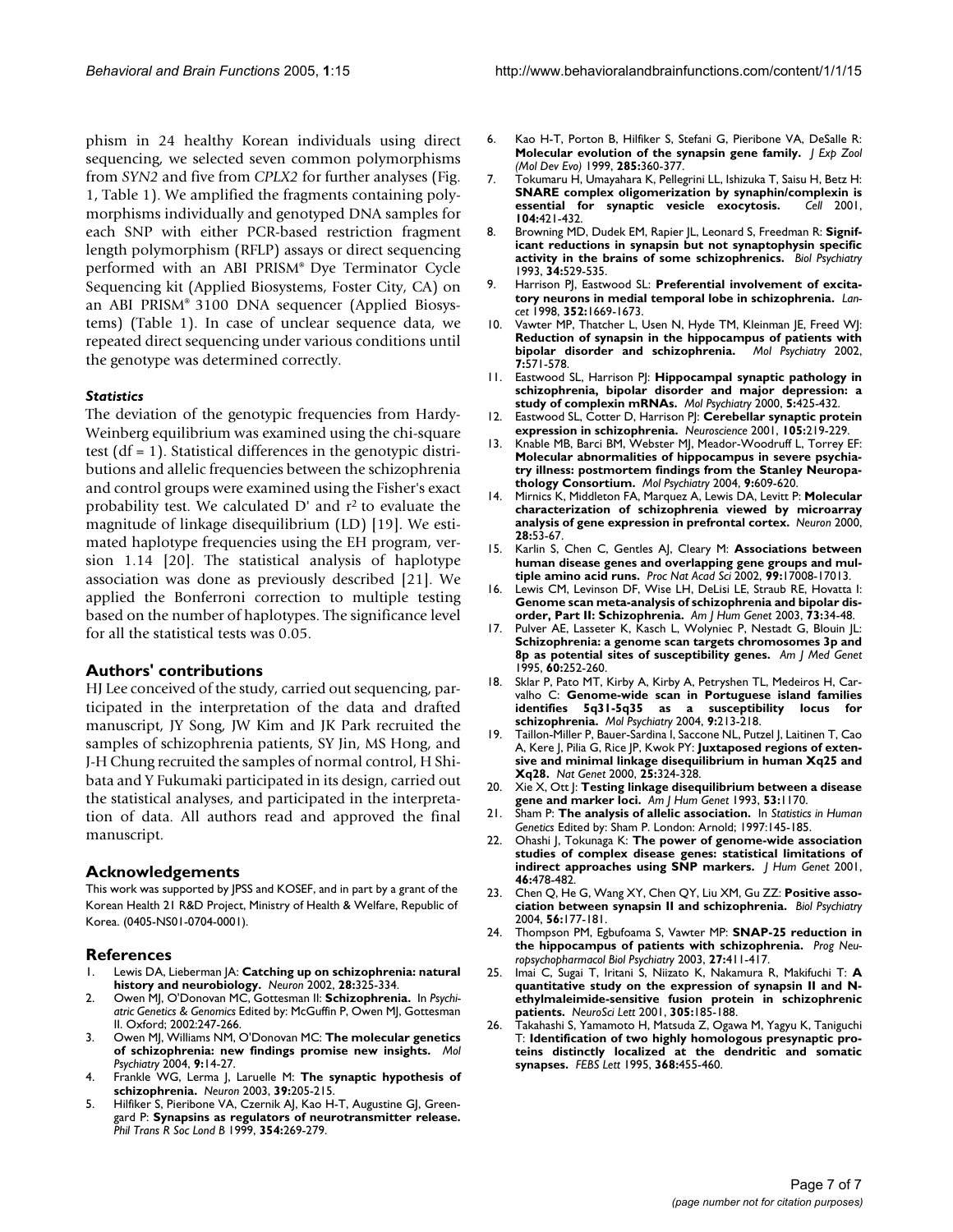phism in 24 healthy Korean individuals using direct sequencing, we selected seven common polymorphisms from *SYN2* and five from *CPLX2* for further analyses (Fig. 1, Table 1). We amplified the fragments containing polymorphisms individually and genotyped DNA samples for each SNP with either PCR-based restriction fragment length polymorphism (RFLP) assays or direct sequencing performed with an ABI PRISM® Dye Terminator Cycle Sequencing kit (Applied Biosystems, Foster City, CA) on an ABI PRISM® 3100 DNA sequencer (Applied Biosystems) (Table 1). In case of unclear sequence data, we repeated direct sequencing under various conditions until the genotype was determined correctly.

### *Statistics*

The deviation of the genotypic frequencies from Hardy-Weinberg equilibrium was examined using the chi-square test (df = 1). Statistical differences in the genotypic distributions and allelic frequencies between the schizophrenia and control groups were examined using the Fisher's exact probability test. We calculated D' and $r^2$ to evaluate the magnitude of linkage disequilibrium (LD) [19]. We estimated haplotype frequencies using the EH program, version 1.14 [20]. The statistical analysis of haplotype association was done as previously described [21]. We applied the Bonferroni correction to multiple testing based on the number of haplotypes. The significance level for all the statistical tests was 0.05.

## Authors' contributions

HJ Lee conceived of the study, carried out sequencing, participated in the interpretation of the data and drafted manuscript, JY Song, JW Kim and JK Park recruited the samples of schizophrenia patients, SY Jin, MS Hong, and J-H Chung recruited the samples of normal control, H Shibata and Y Fukumaki participated in its design, carried out the statistical analyses, and participated in the interpretation of data. All authors read and approved the final manuscript.

## Acknowledgements

This work was supported by JPSS and KOSEF, and in part by a grant of the Korean Health 21 R&D Project, Ministry of Health & Welfare, Republic of Korea. (0405-NS01-0704-0001).

## References

1. Lewis DA, Lieberman JA: **Catching up on schizophrenia: natural history and neurobiology.** *Neuron* 2002, **28:**325-334.
2. Owen MJ, O'Donovan MC, Gottesman II: **Schizophrenia.** In *Psychiatric Genetics & Genomics* Edited by: McGuffin P, Owen MJ, Gottesman II. Oxford; 2002:247-266.
3. Owen MJ, Williams NM, O'Donovan MC: **The molecular genetics of schizophrenia: new findings promise new insights.** *Mol Psychiatry* 2004, **9:**14-27.
4. Frankle WG, Lerma J, Laruelle M: **The synaptic hypothesis of schizophrenia.** *Neuron* 2003, **39:**205-215.
5. Hilfiker S, Pieribone VA, Czernik AJ, Kao H-T, Augustine GJ, Greengard P: **Synapsins as regulators of neurotransmitter release.** *Phil Trans R Soc Lond B* 1999, **354:**269-279.
6. Kao H-T, Porton B, Hilfiker S, Stefani G, Pieribone VA, DeSalle R: **Molecular evolution of the synapsin gene family.** *J Exp Zool (Mol Dev Evo)* 1999, **285:**360-377.
7. Tokumaru H, Umayahara K, Pellegrini LL, Ishizuka T, Saisu H, Betz H: **SNARE complex oligomerization by synaphin/complexin is essential for synaptic vesicle exocytosis.** *Cell* 2001, **104:**421-432.
8. Browning MD, Dudek EM, Rapier JL, Leonard S, Freedman R: **Significant reductions in synapsin but not synaptophysin specific activity in the brains of some schizophrenics.** *Biol Psychiatry* 1993, **34:**529-535.
9. Harrison PJ, Eastwood SL: **Preferential involvement of excitatory neurons in medial temporal lobe in schizophrenia.** *Lancet* 1998, **352:**1669-1673.
10. Vawter MP, Thatcher L, Usen N, Hyde TM, Kleinman JE, Freed WJ: **Reduction of synapsin in the hippocampus of patients with bipolar disorder and schizophrenia.** *Mol Psychiatry* 2002, **7:**571-578.
11. Eastwood SL, Harrison PJ: **Hippocampal synaptic pathology in schizophrenia, bipolar disorder and major depression: a study of complexin mRNAs.** *Mol Psychiatry* 2000, **5:**425-432.
12. Eastwood SL, Cotter D, Harrison PJ: **Cerebellar synaptic protein expression in schizophrenia.** *Neuroscience* 2001, **105:**219-229.
13. Knable MB, Barci BM, Webster MJ, Meador-Woodruff L, Torrey EF: **Molecular abnormalities of hippocampus in severe psychiatry illness: postmortem findings from the Stanley Neuropathology Consortium.** *Mol Psychiatry* 2004, **9:**609-620.
14. Mirnics K, Middleton FA, Marquez A, Lewis DA, Levitt P: **Molecular characterization of schizophrenia viewed by microarray analysis of gene expression in prefrontal cortex.** *Neuron* 2000, **28:**53-67.
15. Karlin S, Chen C, Gentles AJ, Cleary M: **Associations between human disease genes and overlapping gene groups and multiple amino acid runs.** *Proc Nat Acad Sci* 2002, **99:**17008-17013.
16. Lewis CM, Levinson DF, Wise LH, DeLisi LE, Straub RE, Hovatta I: **Genome scan meta-analysis of schizophrenia and bipolar disorder, Part II: Schizophrenia.** *Am J Hum Genet* 2003, **73:**34-48.
17. Pulver AE, Lasseter K, Kasch L, Wolyniec P, Nestadt G, Blouin JL: **Schizophrenia: a genome scan targets chromosomes 3p and 8p as potential sites of susceptibility genes.** *Am J Med Genet* 1995, **60:**252-260.
18. Sklar P, Pato MT, Kirby A, Kirby A, Petryshen TL, Medeiros H, Carvalho C: **Genome-wide scan in Portuguese island families identifies 5q31-5q35 as a susceptibility locus for schizophrenia.** *Mol Psychiatry* 2004, **9:**213-218.
19. Taillon-Miller P, Bauer-Sardina I, Saccone NL, Putzel J, Laitinen T, Cao A, Kere J, Pilia G, Rice JP, Kwok PY: **Juxtaposed regions of extensive and minimal linkage disequilibrium in human Xq25 and Xq28.** *Nat Genet* 2000, **25:**324-328.
20. Xie X, Ott J: **Testing linkage disequilibrium between a disease gene and marker loci.** *Am J Hum Genet* 1993, **53:**1170.
21. Sham P: **The analysis of allelic association.** In *Statistics in Human Genetics* Edited by: Sham P. London: Arnold; 1997:145-185.
22. Ohashi J, Tokunaga K: **The power of genome-wide association studies of complex disease genes: statistical limitations of indirect approaches using SNP markers.** *J Hum Genet* 2001, **46:**478-482.
23. Chen Q, He G, Wang XY, Chen QY, Liu XM, Gu ZZ: **Positive association between synapsin II and schizophrenia.** *Biol Psychiatry* 2004, **56:**177-181.
24. Thompson PM, Egbufoama S, Vawter MP: **SNAP-25 reduction in the hippocampus of patients with schizophrenia.** *Prog Neuropsychopharmacol Biol Psychiatry* 2003, **27:**411-417.
25. Imai C, Sugai T, Iritani S, Niizato K, Nakamura R, Makifuchi T: **A quantitative study on the expression of synapsin II and N-ethylmaleimide-sensitive fusion protein in schizophrenic patients.** *NeuroSci Lett* 2001, **305:**185-188.
26. Takahashi S, Yamamoto H, Matsuda Z, Ogawa M, Yagyu K, Taniguchi T: **Identification of two highly homologous presynaptic proteins distinctly localized at the dendritic and somatic synapses.** *FEBS Lett* 1995, **368:**455-460.